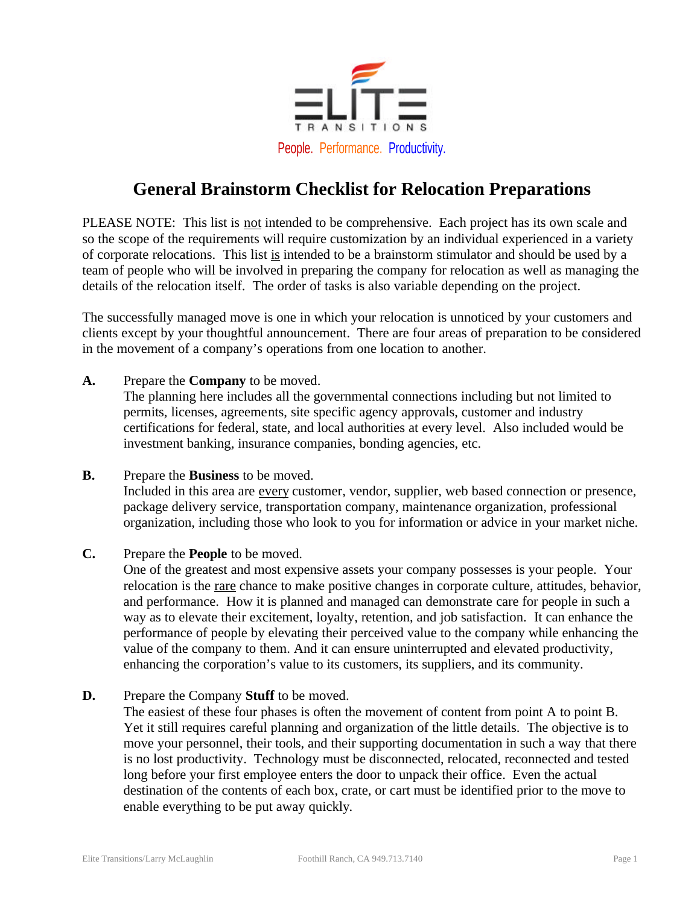ELITE

TRANSITIONS

People. Performance. Productivity.

# General Brainstorm Checklist for Relocation Preparations

PLEASE NOTE: This list is not intended to be comprehensive. Each project has its own scale and so the scope of the requirements will require customization by an individual experienced in a variety of corporate relocations. This list is intended to be a brainstorm stimulator and should be used by a team of people who will be involved in preparing the company for relocation as well as managing the details of the relocation itself. The order of tasks is also variable depending on the project.

The successfully managed move is one in which your relocation is unnoticed by your customers and clients except by your thoughtful announcement. There are four areas of preparation to be considered in the movement of a company's operations from one location to another.

**A.** Prepare the **Company** to be moved.
The planning here includes all the governmental connections including but not limited to permits, licenses, agreements, site specific agency approvals, customer and industry certifications for federal, state, and local authorities at every level. Also included would be investment banking, insurance companies, bonding agencies, etc.

**B.** Prepare the **Business** to be moved.
Included in this area are every customer, vendor, supplier, web based connection or presence, package delivery service, transportation company, maintenance organization, professional organization, including those who look to you for information or advice in your market niche.

**C.** Prepare the **People** to be moved.
One of the greatest and most expensive assets your company possesses is your people. Your relocation is the rare chance to make positive changes in corporate culture, attitudes, behavior, and performance. How it is planned and managed can demonstrate care for people in such a way as to elevate their excitement, loyalty, retention, and job satisfaction. It can enhance the performance of people by elevating their perceived value to the company while enhancing the value of the company to them. And it can ensure uninterrupted and elevated productivity, enhancing the corporation's value to its customers, its suppliers, and its community.

**D.** Prepare the Company **Stuff** to be moved.
The easiest of these four phases is often the movement of content from point A to point B. Yet it still requires careful planning and organization of the little details. The objective is to move your personnel, their tools, and their supporting documentation in such a way that there is no lost productivity. Technology must be disconnected, relocated, reconnected and tested long before your first employee enters the door to unpack their office. Even the actual destination of the contents of each box, crate, or cart must be identified prior to the move to enable everything to be put away quickly.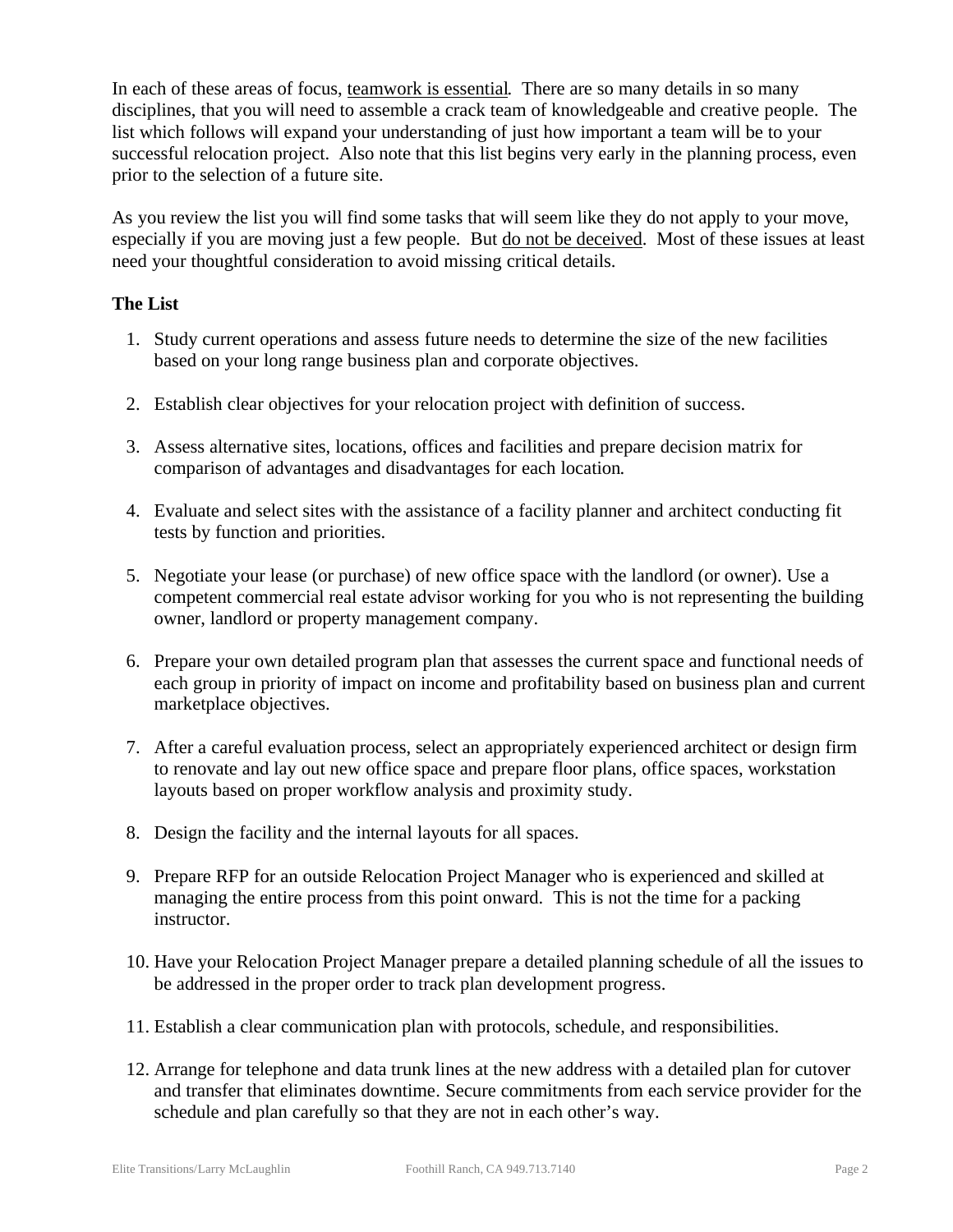In each of these areas of focus, <u>teamwork is essential</u>. There are so many details in so many disciplines, that you will need to assemble a crack team of knowledgeable and creative people. The list which follows will expand your understanding of just how important a team will be to your successful relocation project. Also note that this list begins very early in the planning process, even prior to the selection of a future site.

As you review the list you will find some tasks that will seem like they do not apply to your move, especially if you are moving just a few people. But <u>do not be deceived</u>. Most of these issues at least need your thoughtful consideration to avoid missing critical details.

**The List**

1. Study current operations and assess future needs to determine the size of the new facilities based on your long range business plan and corporate objectives.

2. Establish clear objectives for your relocation project with definition of success.

3. Assess alternative sites, locations, offices and facilities and prepare decision matrix for comparison of advantages and disadvantages for each location.

4. Evaluate and select sites with the assistance of a facility planner and architect conducting fit tests by function and priorities.

5. Negotiate your lease (or purchase) of new office space with the landlord (or owner). Use a competent commercial real estate advisor working for you who is not representing the building owner, landlord or property management company.

6. Prepare your own detailed program plan that assesses the current space and functional needs of each group in priority of impact on income and profitability based on business plan and current marketplace objectives.

7. After a careful evaluation process, select an appropriately experienced architect or design firm to renovate and lay out new office space and prepare floor plans, office spaces, workstation layouts based on proper workflow analysis and proximity study.

8. Design the facility and the internal layouts for all spaces.

9. Prepare RFP for an outside Relocation Project Manager who is experienced and skilled at managing the entire process from this point onward. This is not the time for a packing instructor.

10. Have your Relocation Project Manager prepare a detailed planning schedule of all the issues to be addressed in the proper order to track plan development progress.

11. Establish a clear communication plan with protocols, schedule, and responsibilities.

12. Arrange for telephone and data trunk lines at the new address with a detailed plan for cutover and transfer that eliminates downtime. Secure commitments from each service provider for the schedule and plan carefully so that they are not in each other's way.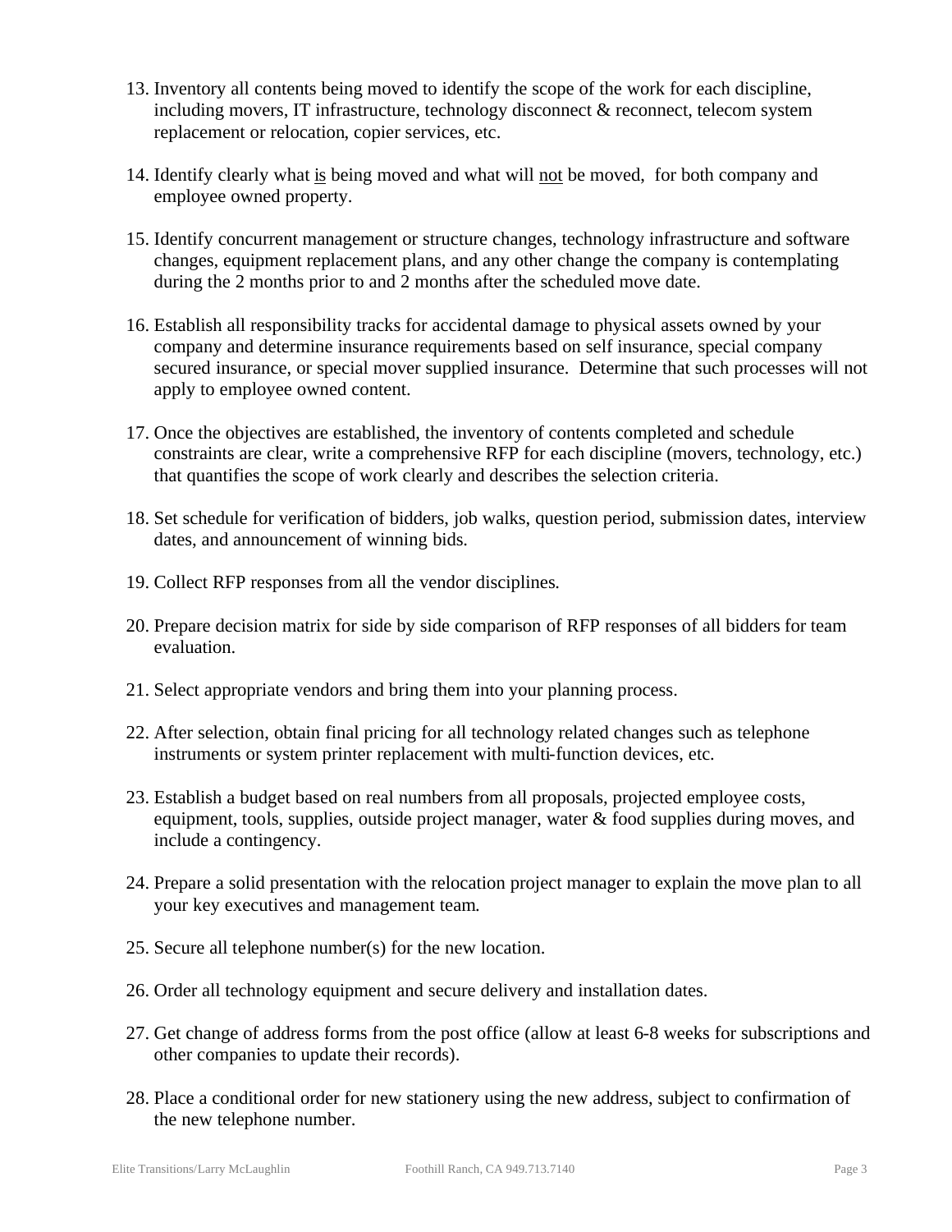13. Inventory all contents being moved to identify the scope of the work for each discipline, including movers, IT infrastructure, technology disconnect & reconnect, telecom system replacement or relocation, copier services, etc.

14. Identify clearly what <u>is</u> being moved and what will <u>not</u> be moved, for both company and employee owned property.

15. Identify concurrent management or structure changes, technology infrastructure and software changes, equipment replacement plans, and any other change the company is contemplating during the 2 months prior to and 2 months after the scheduled move date.

16. Establish all responsibility tracks for accidental damage to physical assets owned by your company and determine insurance requirements based on self insurance, special company secured insurance, or special mover supplied insurance. Determine that such processes will not apply to employee owned content.

17. Once the objectives are established, the inventory of contents completed and schedule constraints are clear, write a comprehensive RFP for each discipline (movers, technology, etc.) that quantifies the scope of work clearly and describes the selection criteria.

18. Set schedule for verification of bidders, job walks, question period, submission dates, interview dates, and announcement of winning bids.

19. Collect RFP responses from all the vendor disciplines.

20. Prepare decision matrix for side by side comparison of RFP responses of all bidders for team evaluation.

21. Select appropriate vendors and bring them into your planning process.

22. After selection, obtain final pricing for all technology related changes such as telephone instruments or system printer replacement with multi-function devices, etc.

23. Establish a budget based on real numbers from all proposals, projected employee costs, equipment, tools, supplies, outside project manager, water & food supplies during moves, and include a contingency.

24. Prepare a solid presentation with the relocation project manager to explain the move plan to all your key executives and management team.

25. Secure all telephone number(s) for the new location.

26. Order all technology equipment and secure delivery and installation dates.

27. Get change of address forms from the post office (allow at least 6-8 weeks for subscriptions and other companies to update their records).

28. Place a conditional order for new stationery using the new address, subject to confirmation of the new telephone number.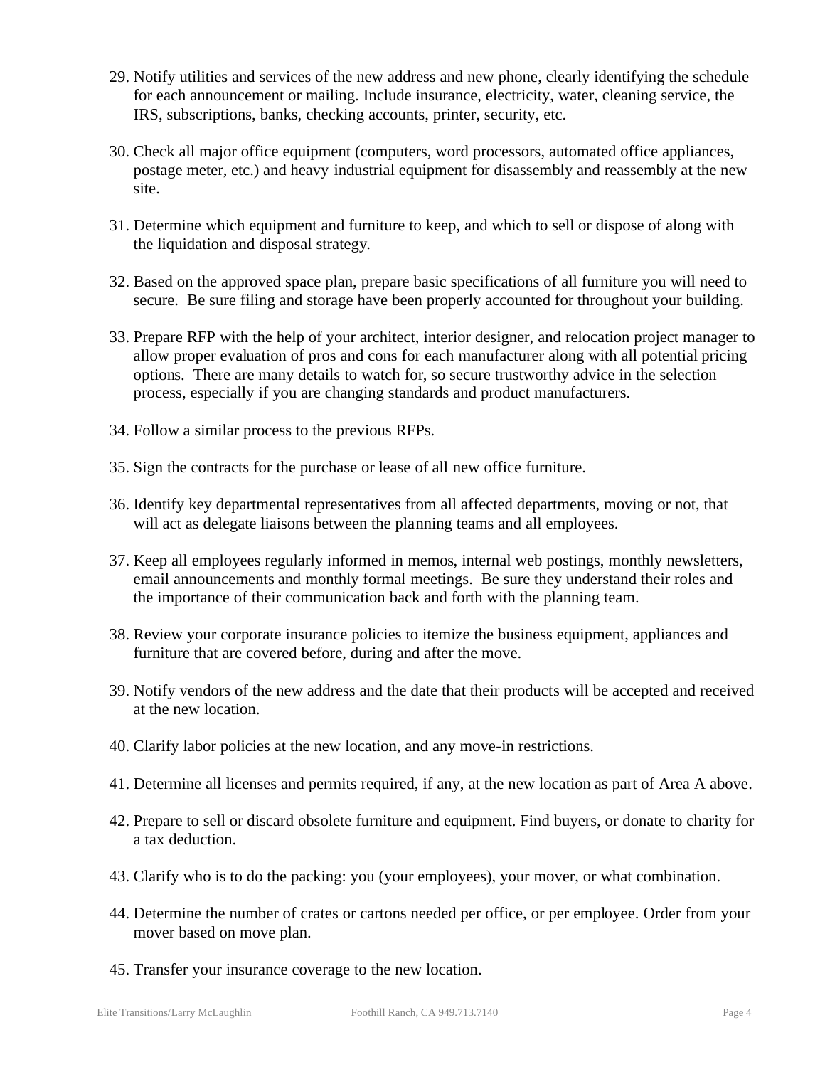29. Notify utilities and services of the new address and new phone, clearly identifying the schedule for each announcement or mailing. Include insurance, electricity, water, cleaning service, the IRS, subscriptions, banks, checking accounts, printer, security, etc.

30. Check all major office equipment (computers, word processors, automated office appliances, postage meter, etc.) and heavy industrial equipment for disassembly and reassembly at the new site.

31. Determine which equipment and furniture to keep, and which to sell or dispose of along with the liquidation and disposal strategy.

32. Based on the approved space plan, prepare basic specifications of all furniture you will need to secure. Be sure filing and storage have been properly accounted for throughout your building.

33. Prepare RFP with the help of your architect, interior designer, and relocation project manager to allow proper evaluation of pros and cons for each manufacturer along with all potential pricing options. There are many details to watch for, so secure trustworthy advice in the selection process, especially if you are changing standards and product manufacturers.

34. Follow a similar process to the previous RFPs.

35. Sign the contracts for the purchase or lease of all new office furniture.

36. Identify key departmental representatives from all affected departments, moving or not, that will act as delegate liaisons between the planning teams and all employees.

37. Keep all employees regularly informed in memos, internal web postings, monthly newsletters, email announcements and monthly formal meetings. Be sure they understand their roles and the importance of their communication back and forth with the planning team.

38. Review your corporate insurance policies to itemize the business equipment, appliances and furniture that are covered before, during and after the move.

39. Notify vendors of the new address and the date that their products will be accepted and received at the new location.

40. Clarify labor policies at the new location, and any move-in restrictions.

41. Determine all licenses and permits required, if any, at the new location as part of Area A above.

42. Prepare to sell or discard obsolete furniture and equipment. Find buyers, or donate to charity for a tax deduction.

43. Clarify who is to do the packing: you (your employees), your mover, or what combination.

44. Determine the number of crates or cartons needed per office, or per employee. Order from your mover based on move plan.

45. Transfer your insurance coverage to the new location.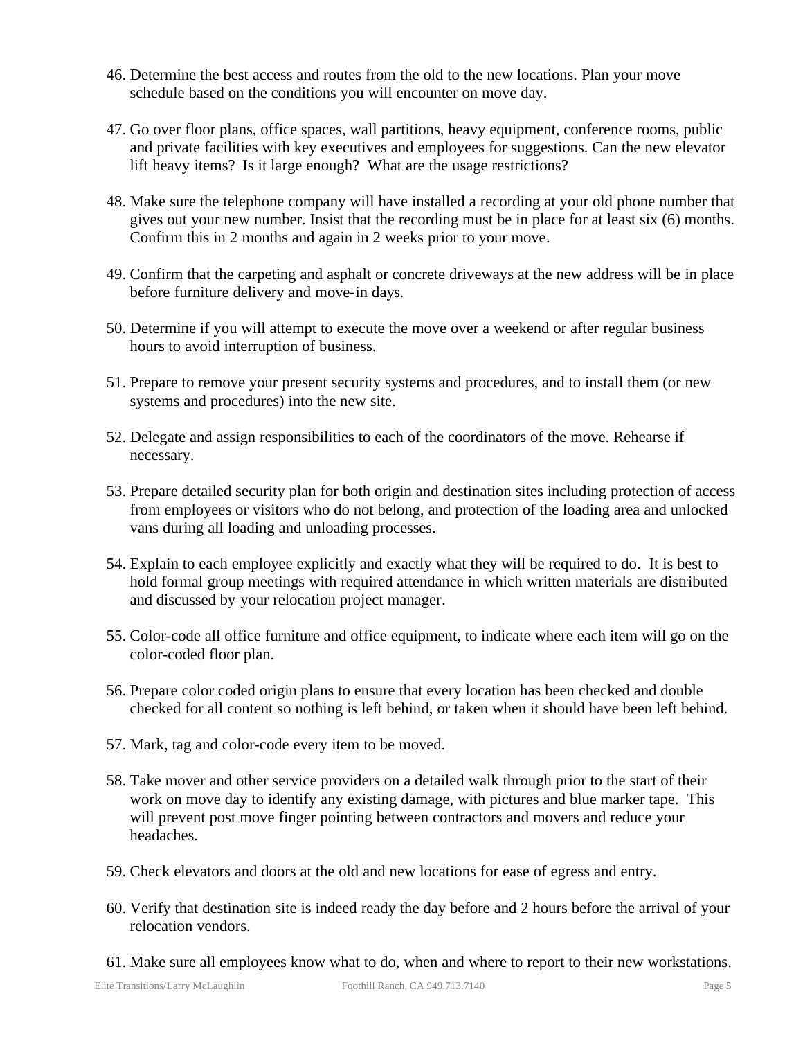46. Determine the best access and routes from the old to the new locations. Plan your move schedule based on the conditions you will encounter on move day.

47. Go over floor plans, office spaces, wall partitions, heavy equipment, conference rooms, public and private facilities with key executives and employees for suggestions. Can the new elevator lift heavy items? Is it large enough? What are the usage restrictions?

48. Make sure the telephone company will have installed a recording at your old phone number that gives out your new number. Insist that the recording must be in place for at least six (6) months. Confirm this in 2 months and again in 2 weeks prior to your move.

49. Confirm that the carpeting and asphalt or concrete driveways at the new address will be in place before furniture delivery and move-in days.

50. Determine if you will attempt to execute the move over a weekend or after regular business hours to avoid interruption of business.

51. Prepare to remove your present security systems and procedures, and to install them (or new systems and procedures) into the new site.

52. Delegate and assign responsibilities to each of the coordinators of the move. Rehearse if necessary.

53. Prepare detailed security plan for both origin and destination sites including protection of access from employees or visitors who do not belong, and protection of the loading area and unlocked vans during all loading and unloading processes.

54. Explain to each employee explicitly and exactly what they will be required to do. It is best to hold formal group meetings with required attendance in which written materials are distributed and discussed by your relocation project manager.

55. Color-code all office furniture and office equipment, to indicate where each item will go on the color-coded floor plan.

56. Prepare color coded origin plans to ensure that every location has been checked and double checked for all content so nothing is left behind, or taken when it should have been left behind.

57. Mark, tag and color-code every item to be moved.

58. Take mover and other service providers on a detailed walk through prior to the start of their work on move day to identify any existing damage, with pictures and blue marker tape. This will prevent post move finger pointing between contractors and movers and reduce your headaches.

59. Check elevators and doors at the old and new locations for ease of egress and entry.

60. Verify that destination site is indeed ready the day before and 2 hours before the arrival of your relocation vendors.

61. Make sure all employees know what to do, when and where to report to their new workstations.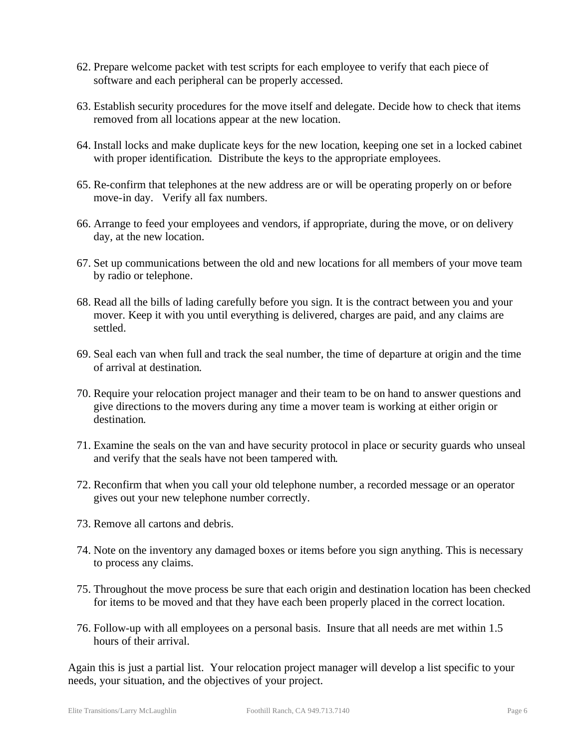62. Prepare welcome packet with test scripts for each employee to verify that each piece of software and each peripheral can be properly accessed.

63. Establish security procedures for the move itself and delegate. Decide how to check that items removed from all locations appear at the new location.

64. Install locks and make duplicate keys for the new location, keeping one set in a locked cabinet with proper identification. Distribute the keys to the appropriate employees.

65. Re-confirm that telephones at the new address are or will be operating properly on or before move-in day. Verify all fax numbers.

66. Arrange to feed your employees and vendors, if appropriate, during the move, or on delivery day, at the new location.

67. Set up communications between the old and new locations for all members of your move team by radio or telephone.

68. Read all the bills of lading carefully before you sign. It is the contract between you and your mover. Keep it with you until everything is delivered, charges are paid, and any claims are settled.

69. Seal each van when full and track the seal number, the time of departure at origin and the time of arrival at destination.

70. Require your relocation project manager and their team to be on hand to answer questions and give directions to the movers during any time a mover team is working at either origin or destination.

71. Examine the seals on the van and have security protocol in place or security guards who unseal and verify that the seals have not been tampered with.

72. Reconfirm that when you call your old telephone number, a recorded message or an operator gives out your new telephone number correctly.

73. Remove all cartons and debris.

74. Note on the inventory any damaged boxes or items before you sign anything. This is necessary to process any claims.

75. Throughout the move process be sure that each origin and destination location has been checked for items to be moved and that they have each been properly placed in the correct location.

76. Follow-up with all employees on a personal basis. Insure that all needs are met within 1.5 hours of their arrival.

Again this is just a partial list. Your relocation project manager will develop a list specific to your needs, your situation, and the objectives of your project.